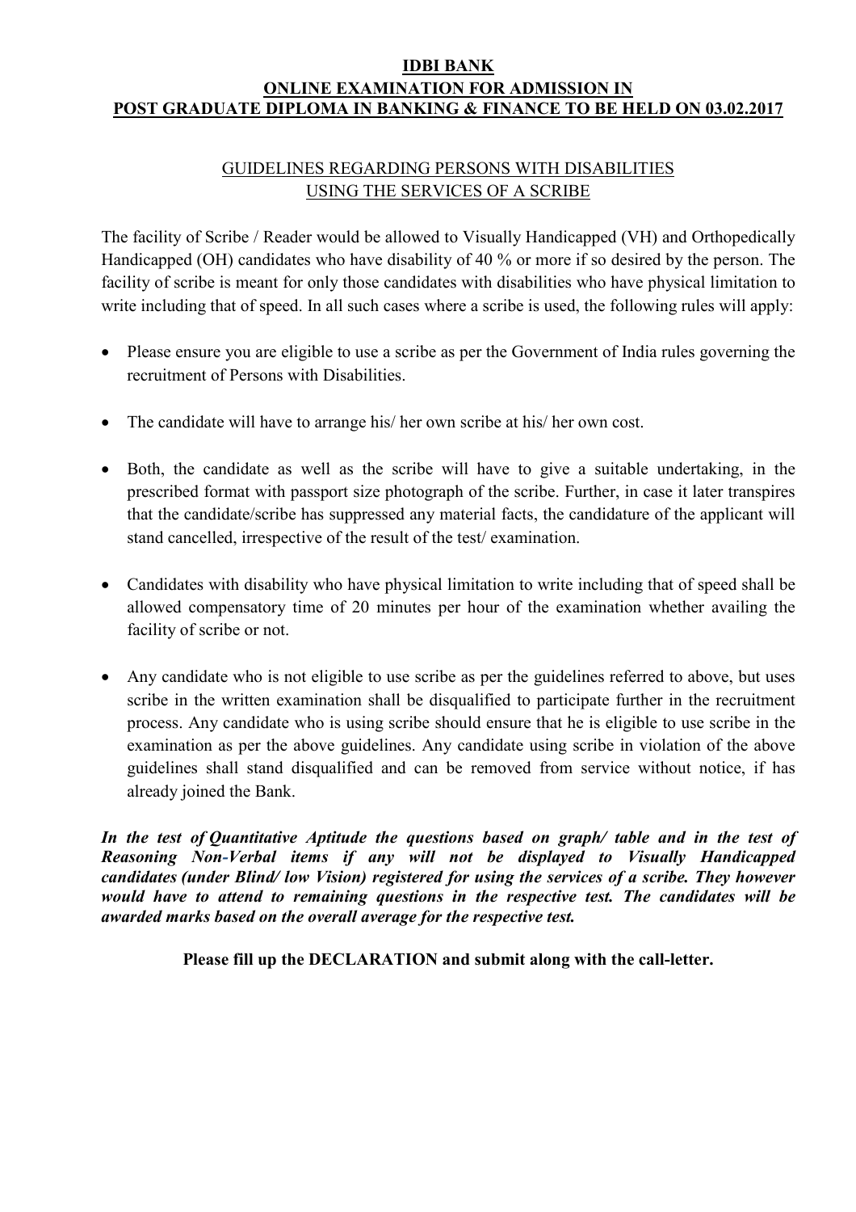# IDBI BANK
# ONLINE EXAMINATION FOR ADMISSION IN POST GRADUATE DIPLOMA IN BANKING & FINANCE TO BE HELD ON 03.02.2017

## GUIDELINES REGARDING PERSONS WITH DISABILITIES USING THE SERVICES OF A SCRIBE

The facility of Scribe / Reader would be allowed to Visually Handicapped (VH) and Orthopedically Handicapped (OH) candidates who have disability of 40 % or more if so desired by the person. The facility of scribe is meant for only those candidates with disabilities who have physical limitation to write including that of speed. In all such cases where a scribe is used, the following rules will apply:

- Please ensure you are eligible to use a scribe as per the Government of India rules governing the recruitment of Persons with Disabilities.
- The candidate will have to arrange his/ her own scribe at his/ her own cost.
- Both, the candidate as well as the scribe will have to give a suitable undertaking, in the prescribed format with passport size photograph of the scribe. Further, in case it later transpires that the candidate/scribe has suppressed any material facts, the candidature of the applicant will stand cancelled, irrespective of the result of the test/ examination.
- Candidates with disability who have physical limitation to write including that of speed shall be allowed compensatory time of 20 minutes per hour of the examination whether availing the facility of scribe or not.
- Any candidate who is not eligible to use scribe as per the guidelines referred to above, but uses scribe in the written examination shall be disqualified to participate further in the recruitment process. Any candidate who is using scribe should ensure that he is eligible to use scribe in the examination as per the above guidelines. Any candidate using scribe in violation of the above guidelines shall stand disqualified and can be removed from service without notice, if has already joined the Bank.

***In the test of Quantitative Aptitude the questions based on graph/ table and in the test of Reasoning Non-Verbal items if any will not be displayed to Visually Handicapped candidates (under Blind/ low Vision) registered for using the services of a scribe. They however would have to attend to remaining questions in the respective test. The candidates will be awarded marks based on the overall average for the respective test.***

**Please fill up the DECLARATION and submit along with the call-letter.**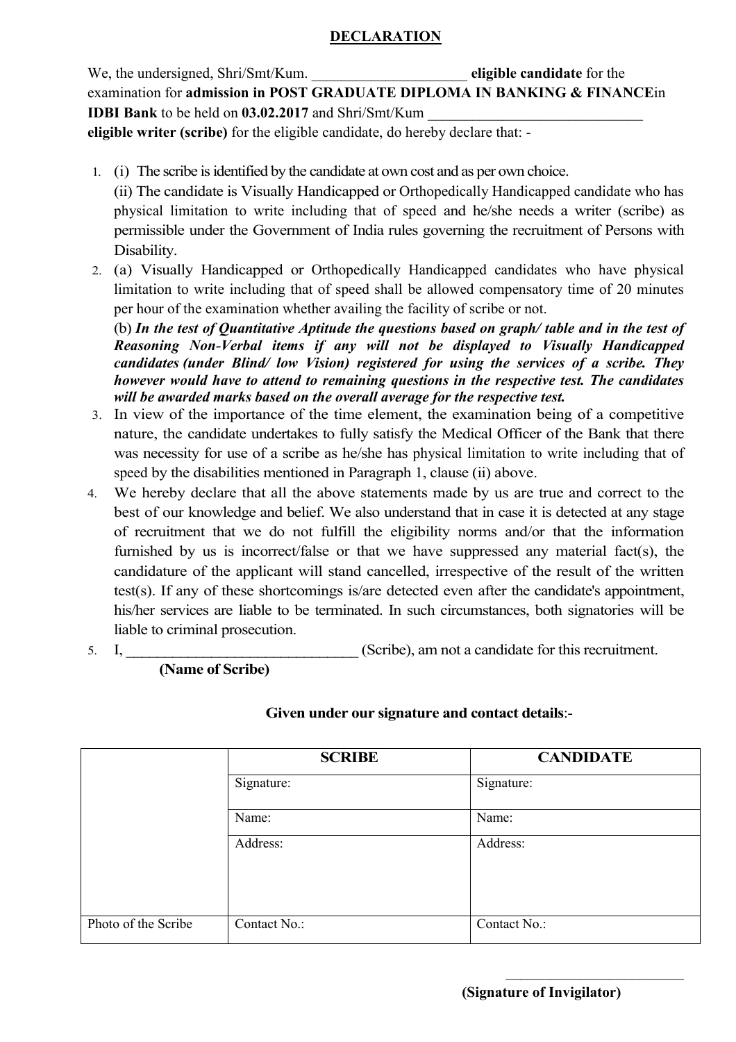## DECLARATION

We, the undersigned, Shri/Smt/Kum. ______________________ **eligible candidate** for the examination for **admission in POST GRADUATE DIPLOMA IN BANKING & FINANCE**in **IDBI Bank** to be held on **03.02.2017** and Shri/Smt/Kum ______________________________ **eligible writer (scribe)** for the eligible candidate, do hereby declare that: -

1. (i) The scribe is identified by the candidate at own cost and as per own choice.
   (ii) The candidate is Visually Handicapped or Orthopedically Handicapped candidate who has physical limitation to write including that of speed and he/she needs a writer (scribe) as permissible under the Government of India rules governing the recruitment of Persons with Disability.
2. (a) Visually Handicapped or Orthopedically Handicapped candidates who have physical limitation to write including that of speed shall be allowed compensatory time of 20 minutes per hour of the examination whether availing the facility of scribe or not.
   (b) ***In the test of Quantitative Aptitude the questions based on graph/ table and in the test of Reasoning Non-Verbal items if any will not be displayed to Visually Handicapped candidates (under Blind/ low Vision) registered for using the services of a scribe. They however would have to attend to remaining questions in the respective test. The candidates will be awarded marks based on the overall average for the respective test.***
3. In view of the importance of the time element, the examination being of a competitive nature, the candidate undertakes to fully satisfy the Medical Officer of the Bank that there was necessity for use of a scribe as he/she has physical limitation to write including that of speed by the disabilities mentioned in Paragraph 1, clause (ii) above.
4. We hereby declare that all the above statements made by us are true and correct to the best of our knowledge and belief. We also understand that in case it is detected at any stage of recruitment that we do not fulfill the eligibility norms and/or that the information furnished by us is incorrect/false or that we have suppressed any material fact(s), the candidature of the applicant will stand cancelled, irrespective of the result of the written test(s). If any of these shortcomings is/are detected even after the candidate's appointment, his/her services are liable to be terminated. In such circumstances, both signatories will be liable to criminal prosecution.
5. I, ________________________________ (Scribe), am not a candidate for this recruitment.
   **(Name of Scribe)**

**Given under our signature and contact details**:-

| | **SCRIBE** | **CANDIDATE** |
|---|---|---|
| | Signature: | Signature: |
| | Name: | Name: |
| | Address: | Address: |
| Photo of the Scribe | Contact No.: | Contact No.: |

____________________________

**(Signature of Invigilator)**